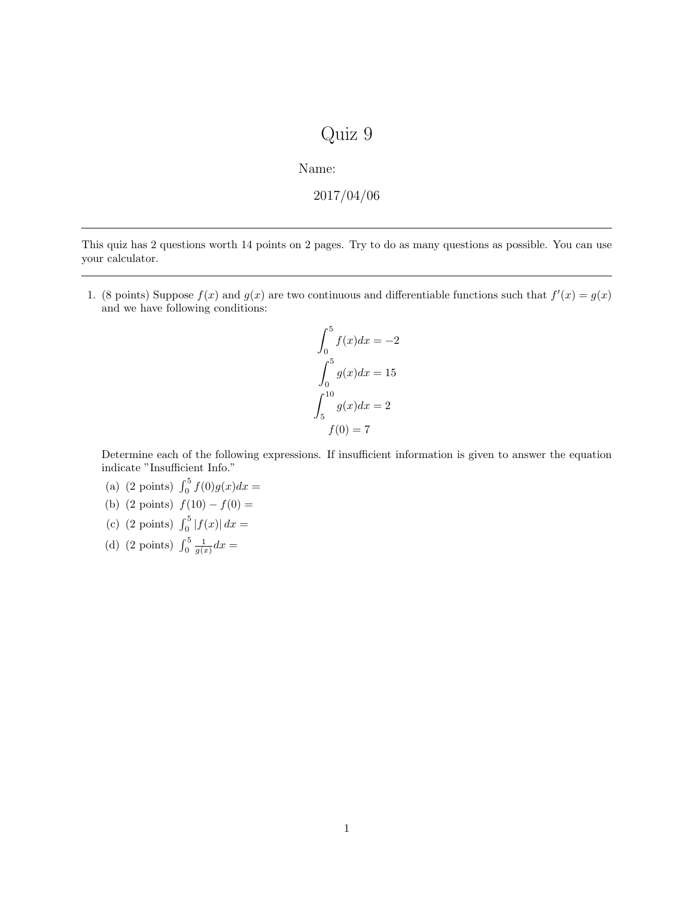# Quiz 9

Name:

2017/04/06

---

This quiz has 2 questions worth 14 points on 2 pages. Try to do as many questions as possible. You can use your calculator.

---

1. (8 points) Suppose $f(x)$ and $g(x)$ are two continuous and differentiable functions such that $f'(x) = g(x)$ and we have following conditions:

$$\int_0^5 f(x)dx = -2$$
$$\int_0^5 g(x)dx = 15$$
$$\int_5^{10} g(x)dx = 2$$
$$f(0) = 7$$

Determine each of the following expressions. If insufficient information is given to answer the equation indicate "Insufficient Info."

(a) (2 points) $\int_0^5 f(0)g(x)dx =$

(b) (2 points) $f(10) - f(0) =$

(c) (2 points) $\int_0^5 |f(x)|\, dx =$

(d) (2 points) $\int_0^5 \frac{1}{g(x)} dx =$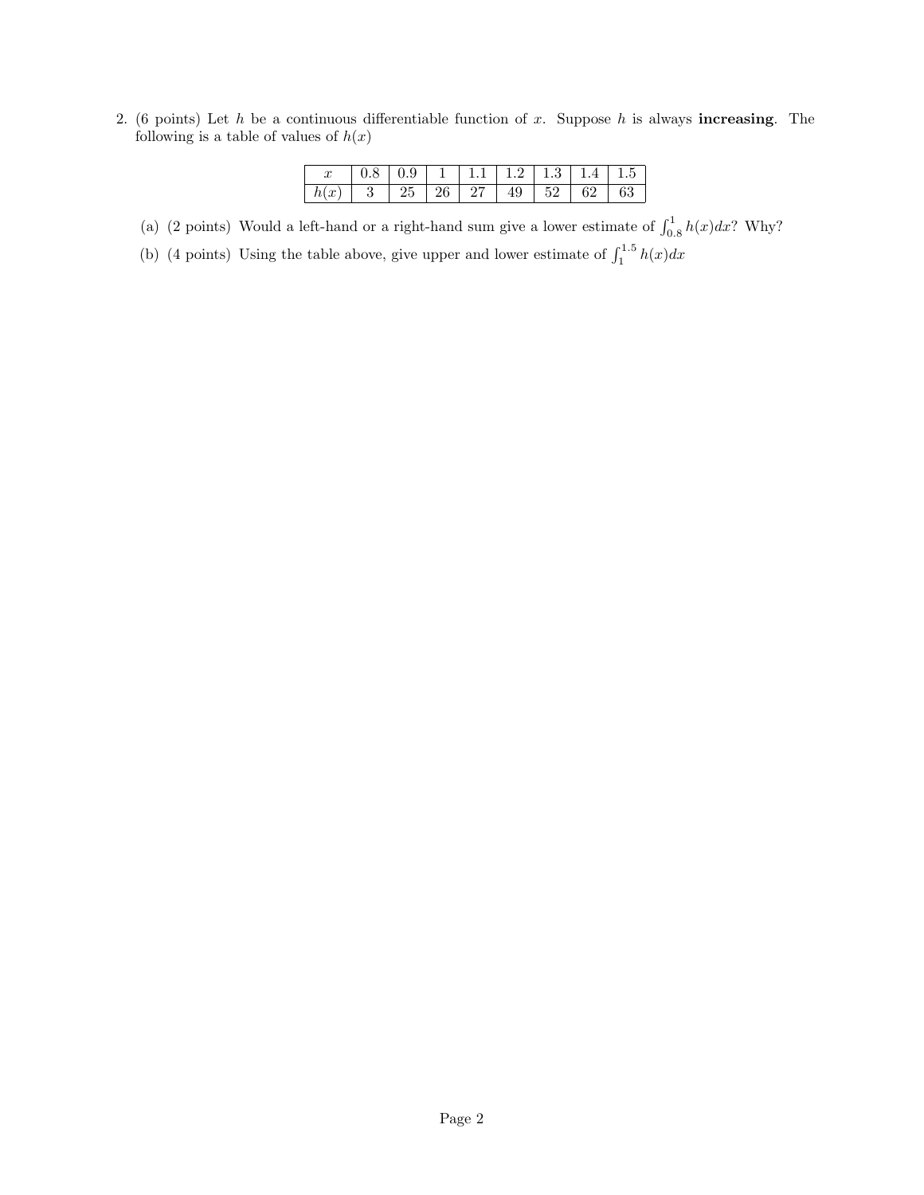2. (6 points) Let $h$ be a continuous differentiable function of $x$. Suppose $h$ is always **increasing**. The following is a table of values of $h(x)$

| $x$ | 0.8 | 0.9 | 1 | 1.1 | 1.2 | 1.3 | 1.4 | 1.5 |
|---|---|---|---|---|---|---|---|---|
| $h(x)$ | 3 | 25 | 26 | 27 | 49 | 52 | 62 | 63 |

(a) (2 points) Would a left-hand or a right-hand sum give a lower estimate of $\int_{0.8}^{1} h(x)dx$? Why?

(b) (4 points) Using the table above, give upper and lower estimate of $\int_{1}^{1.5} h(x)dx$